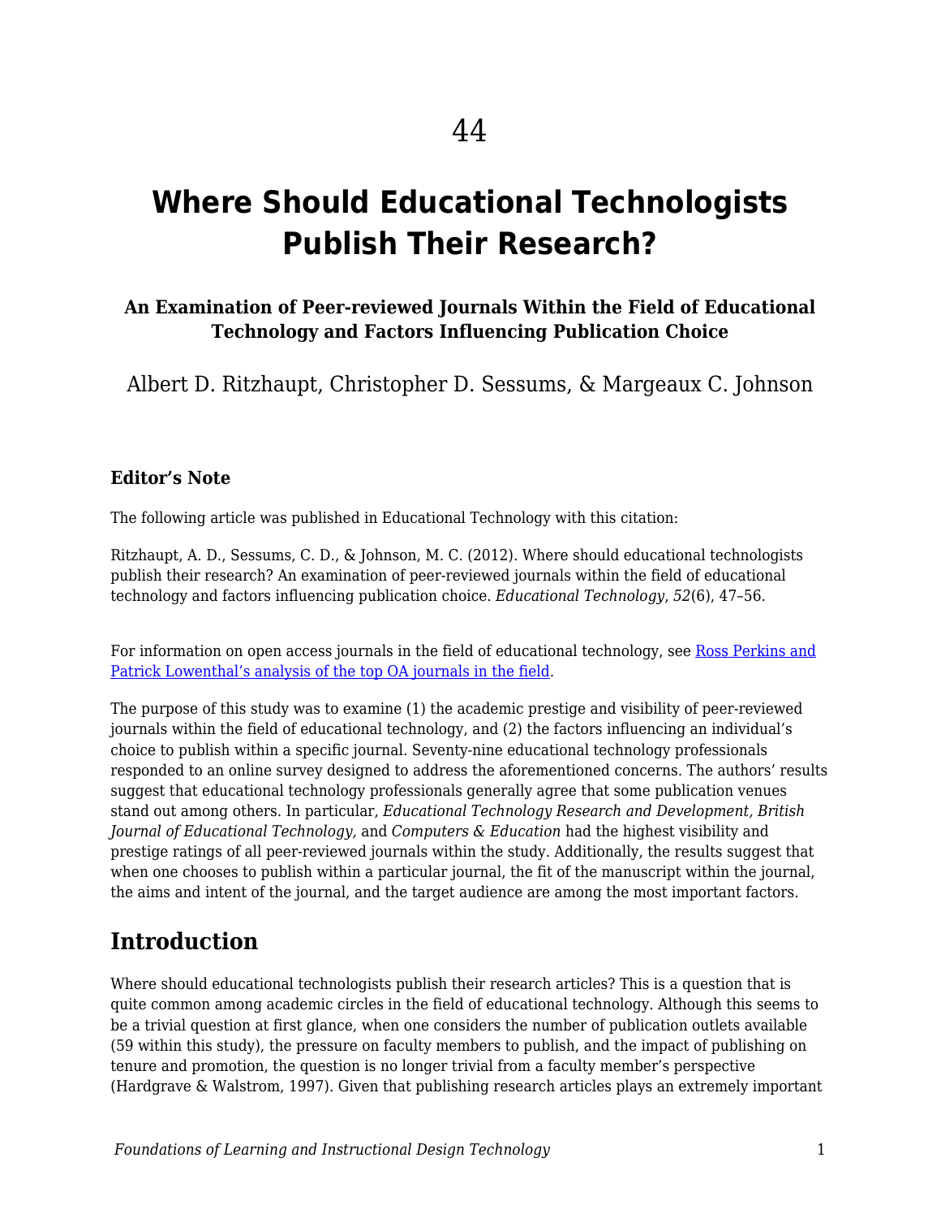# Where Should Educational Technologists Publish Their Research?

### An Examination of Peer-reviewed Journals Within the Field of Educational Technology and Factors Influencing Publication Choice

Albert D. Ritzhaupt, Christopher D. Sessums, & Margeaux C. Johnson

### Editor's Note

The following article was published in Educational Technology with this citation:

Ritzhaupt, A. D., Sessums, C. D., & Johnson, M. C. (2012). Where should educational technologists publish their research? An examination of peer-reviewed journals within the field of educational technology and factors influencing publication choice. *Educational Technology*, *52*(6), 47–56.

For information on open access journals in the field of educational technology, see Ross Perkins and Patrick Lowenthal's analysis of the top OA journals in the field.

The purpose of this study was to examine (1) the academic prestige and visibility of peer-reviewed journals within the field of educational technology, and (2) the factors influencing an individual's choice to publish within a specific journal. Seventy-nine educational technology professionals responded to an online survey designed to address the aforementioned concerns. The authors' results suggest that educational technology professionals generally agree that some publication venues stand out among others. In particular, *Educational Technology Research and Development, British Journal of Educational Technology,* and *Computers & Education* had the highest visibility and prestige ratings of all peer-reviewed journals within the study. Additionally, the results suggest that when one chooses to publish within a particular journal, the fit of the manuscript within the journal, the aims and intent of the journal, and the target audience are among the most important factors.

## Introduction

Where should educational technologists publish their research articles? This is a question that is quite common among academic circles in the field of educational technology. Although this seems to be a trivial question at first glance, when one considers the number of publication outlets available (59 within this study), the pressure on faculty members to publish, and the impact of publishing on tenure and promotion, the question is no longer trivial from a faculty member's perspective (Hardgrave & Walstrom, 1997). Given that publishing research articles plays an extremely important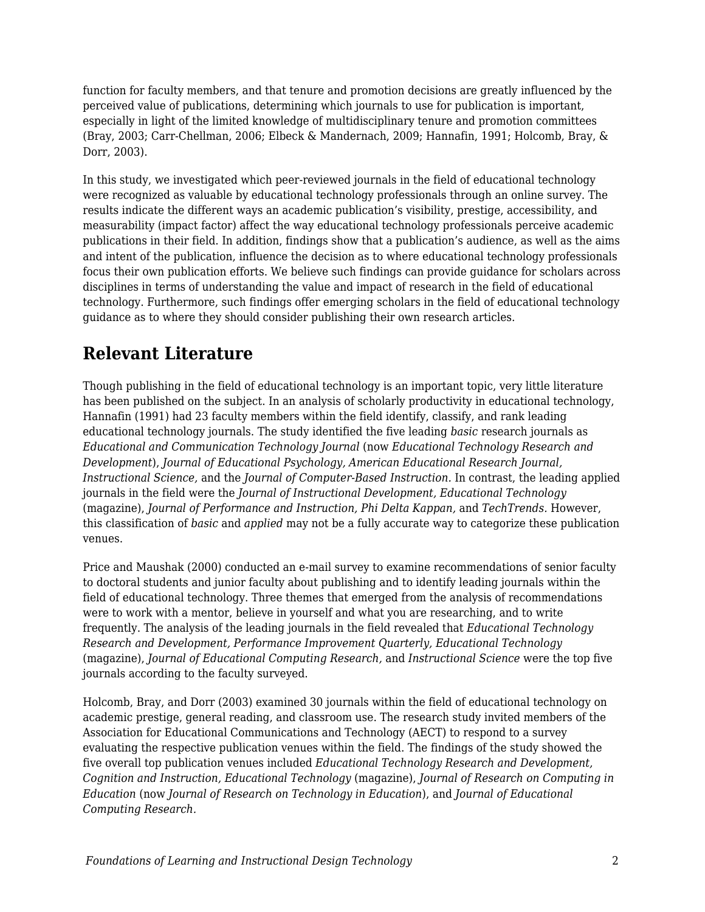function for faculty members, and that tenure and promotion decisions are greatly influenced by the perceived value of publications, determining which journals to use for publication is important, especially in light of the limited knowledge of multidisciplinary tenure and promotion committees (Bray, 2003; Carr-Chellman, 2006; Elbeck & Mandernach, 2009; Hannafin, 1991; Holcomb, Bray, & Dorr, 2003).

In this study, we investigated which peer-reviewed journals in the field of educational technology were recognized as valuable by educational technology professionals through an online survey. The results indicate the different ways an academic publication's visibility, prestige, accessibility, and measurability (impact factor) affect the way educational technology professionals perceive academic publications in their field. In addition, findings show that a publication's audience, as well as the aims and intent of the publication, influence the decision as to where educational technology professionals focus their own publication efforts. We believe such findings can provide guidance for scholars across disciplines in terms of understanding the value and impact of research in the field of educational technology. Furthermore, such findings offer emerging scholars in the field of educational technology guidance as to where they should consider publishing their own research articles.

## Relevant Literature

Though publishing in the field of educational technology is an important topic, very little literature has been published on the subject. In an analysis of scholarly productivity in educational technology, Hannafin (1991) had 23 faculty members within the field identify, classify, and rank leading educational technology journals. The study identified the five leading *basic* research journals as *Educational and Communication Technology Journal* (now *Educational Technology Research and Development*), *Journal of Educational Psychology, American Educational Research Journal, Instructional Science,* and the *Journal of Computer-Based Instruction.* In contrast, the leading applied journals in the field were the *Journal of Instructional Development, Educational Technology* (magazine), *Journal of Performance and Instruction, Phi Delta Kappan,* and *TechTrends.* However, this classification of *basic* and *applied* may not be a fully accurate way to categorize these publication venues.

Price and Maushak (2000) conducted an e-mail survey to examine recommendations of senior faculty to doctoral students and junior faculty about publishing and to identify leading journals within the field of educational technology. Three themes that emerged from the analysis of recommendations were to work with a mentor, believe in yourself and what you are researching, and to write frequently. The analysis of the leading journals in the field revealed that *Educational Technology Research and Development, Performance Improvement Quarterly, Educational Technology* (magazine), *Journal of Educational Computing Research,* and *Instructional Science* were the top five journals according to the faculty surveyed.

Holcomb, Bray, and Dorr (2003) examined 30 journals within the field of educational technology on academic prestige, general reading, and classroom use. The research study invited members of the Association for Educational Communications and Technology (AECT) to respond to a survey evaluating the respective publication venues within the field. The findings of the study showed the five overall top publication venues included *Educational Technology Research and Development, Cognition and Instruction, Educational Technology* (magazine), *Journal of Research on Computing in Education* (now *Journal of Research on Technology in Education*), and *Journal of Educational Computing Research.*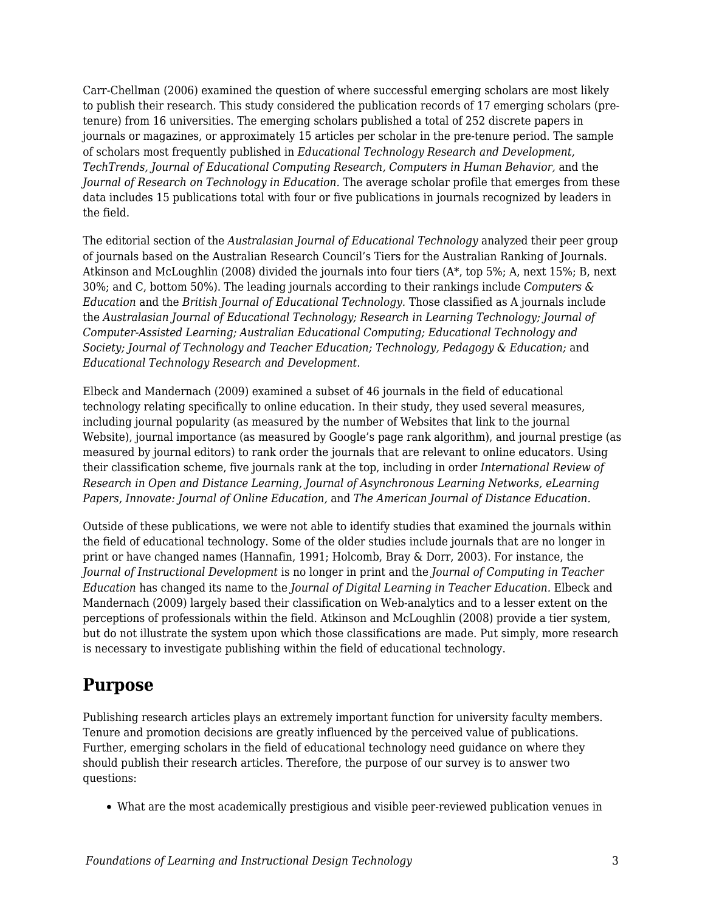Carr-Chellman (2006) examined the question of where successful emerging scholars are most likely to publish their research. This study considered the publication records of 17 emerging scholars (pre-tenure) from 16 universities. The emerging scholars published a total of 252 discrete papers in journals or magazines, or approximately 15 articles per scholar in the pre-tenure period. The sample of scholars most frequently published in *Educational Technology Research and Development, TechTrends, Journal of Educational Computing Research, Computers in Human Behavior,* and the *Journal of Research on Technology in Education*. The average scholar profile that emerges from these data includes 15 publications total with four or five publications in journals recognized by leaders in the field.

The editorial section of the *Australasian Journal of Educational Technology* analyzed their peer group of journals based on the Australian Research Council's Tiers for the Australian Ranking of Journals. Atkinson and McLoughlin (2008) divided the journals into four tiers (A*, top 5%; A, next 15%; B, next 30%; and C, bottom 50%). The leading journals according to their rankings include *Computers & Education* and the *British Journal of Educational Technology*. Those classified as A journals include the *Australasian Journal of Educational Technology; Research in Learning Technology; Journal of Computer-Assisted Learning; Australian Educational Computing; Educational Technology and Society; Journal of Technology and Teacher Education; Technology, Pedagogy & Education;* and *Educational Technology Research and Development.*

Elbeck and Mandernach (2009) examined a subset of 46 journals in the field of educational technology relating specifically to online education. In their study, they used several measures, including journal popularity (as measured by the number of Websites that link to the journal Website), journal importance (as measured by Google's page rank algorithm), and journal prestige (as measured by journal editors) to rank order the journals that are relevant to online educators. Using their classification scheme, five journals rank at the top, including in order *International Review of Research in Open and Distance Learning, Journal of Asynchronous Learning Networks, eLearning Papers, Innovate: Journal of Online Education,* and *The American Journal of Distance Education.*

Outside of these publications, we were not able to identify studies that examined the journals within the field of educational technology. Some of the older studies include journals that are no longer in print or have changed names (Hannafin, 1991; Holcomb, Bray & Dorr, 2003). For instance, the *Journal of Instructional Development* is no longer in print and the *Journal of Computing in Teacher Education* has changed its name to the *Journal of Digital Learning in Teacher Education.* Elbeck and Mandernach (2009) largely based their classification on Web-analytics and to a lesser extent on the perceptions of professionals within the field. Atkinson and McLoughlin (2008) provide a tier system, but do not illustrate the system upon which those classifications are made. Put simply, more research is necessary to investigate publishing within the field of educational technology.

## Purpose

Publishing research articles plays an extremely important function for university faculty members. Tenure and promotion decisions are greatly influenced by the perceived value of publications. Further, emerging scholars in the field of educational technology need guidance on where they should publish their research articles. Therefore, the purpose of our survey is to answer two questions:

- What are the most academically prestigious and visible peer-reviewed publication venues in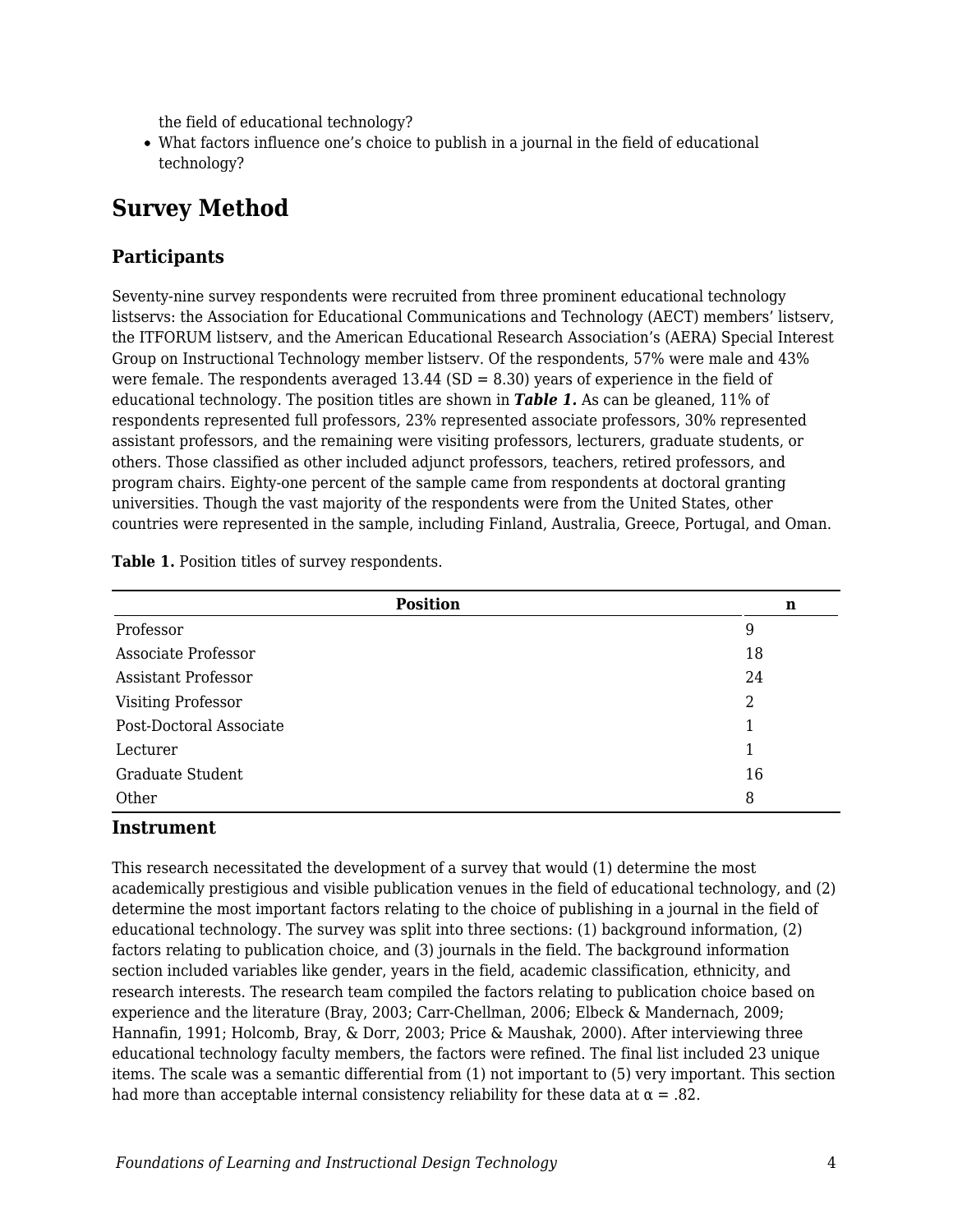the field of educational technology?

- What factors influence one's choice to publish in a journal in the field of educational technology?

## Survey Method

### Participants

Seventy-nine survey respondents were recruited from three prominent educational technology listservs: the Association for Educational Communications and Technology (AECT) members' listserv, the ITFORUM listserv, and the American Educational Research Association's (AERA) Special Interest Group on Instructional Technology member listserv. Of the respondents, 57% were male and 43% were female. The respondents averaged 13.44 (SD = 8.30) years of experience in the field of educational technology. The position titles are shown in ***Table 1.*** As can be gleaned, 11% of respondents represented full professors, 23% represented associate professors, 30% represented assistant professors, and the remaining were visiting professors, lecturers, graduate students, or others. Those classified as other included adjunct professors, teachers, retired professors, and program chairs. Eighty-one percent of the sample came from respondents at doctoral granting universities. Though the vast majority of the respondents were from the United States, other countries were represented in the sample, including Finland, Australia, Greece, Portugal, and Oman.

**Table 1.** Position titles of survey respondents.

| Position | n |
|---|---|
| Professor | 9 |
| Associate Professor | 18 |
| Assistant Professor | 24 |
| Visiting Professor | 2 |
| Post-Doctoral Associate | 1 |
| Lecturer | 1 |
| Graduate Student | 16 |
| Other | 8 |

### Instrument

This research necessitated the development of a survey that would (1) determine the most academically prestigious and visible publication venues in the field of educational technology, and (2) determine the most important factors relating to the choice of publishing in a journal in the field of educational technology. The survey was split into three sections: (1) background information, (2) factors relating to publication choice, and (3) journals in the field. The background information section included variables like gender, years in the field, academic classification, ethnicity, and research interests. The research team compiled the factors relating to publication choice based on experience and the literature (Bray, 2003; Carr-Chellman, 2006; Elbeck & Mandernach, 2009; Hannafin, 1991; Holcomb, Bray, & Dorr, 2003; Price & Maushak, 2000). After interviewing three educational technology faculty members, the factors were refined. The final list included 23 unique items. The scale was a semantic differential from (1) not important to (5) very important. This section had more than acceptable internal consistency reliability for these data at $\alpha = .82$.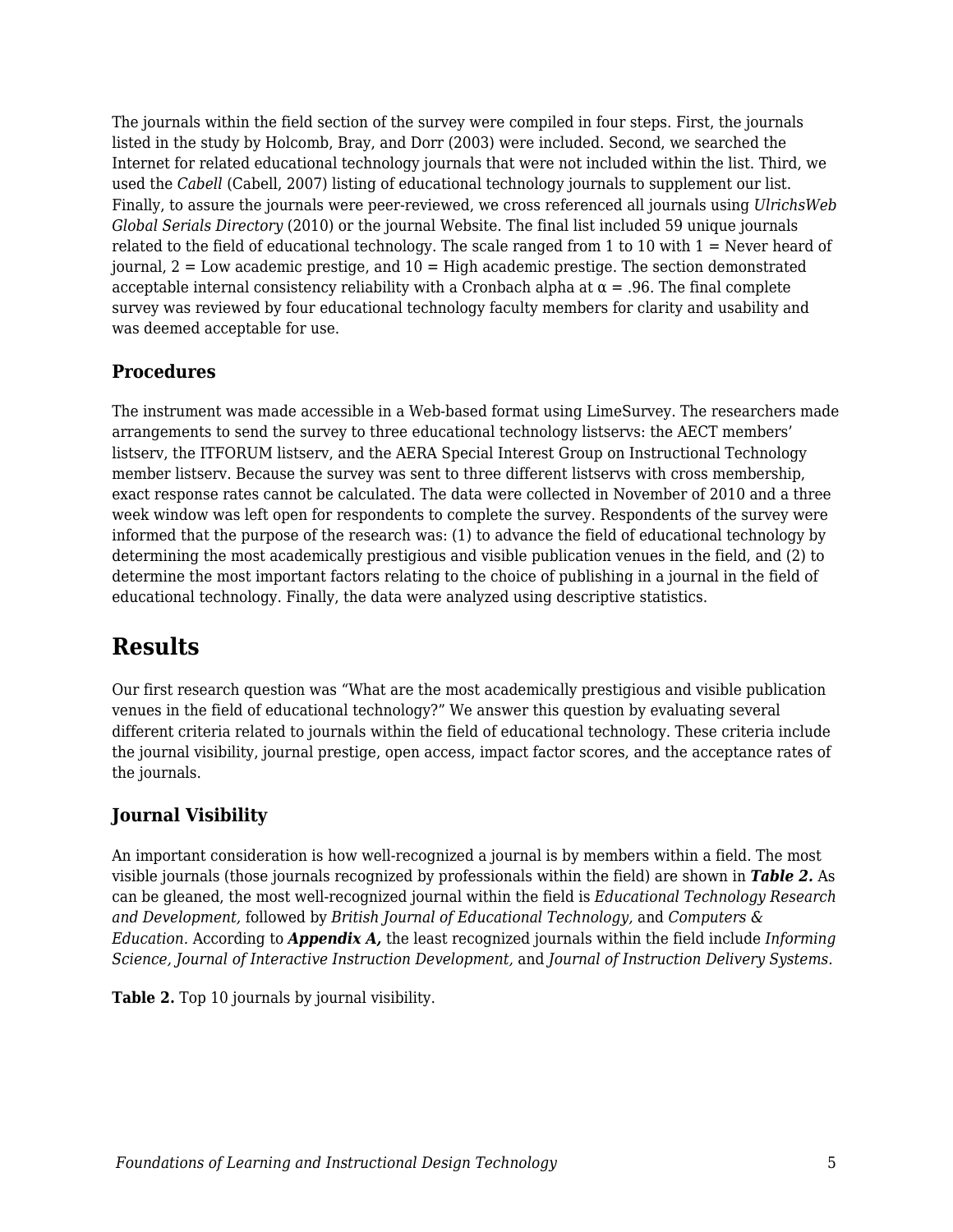The journals within the field section of the survey were compiled in four steps. First, the journals listed in the study by Holcomb, Bray, and Dorr (2003) were included. Second, we searched the Internet for related educational technology journals that were not included within the list. Third, we used the *Cabell* (Cabell, 2007) listing of educational technology journals to supplement our list. Finally, to assure the journals were peer-reviewed, we cross referenced all journals using *UlrichsWeb Global Serials Directory* (2010) or the journal Website. The final list included 59 unique journals related to the field of educational technology. The scale ranged from 1 to 10 with 1 = Never heard of journal, 2 = Low academic prestige, and 10 = High academic prestige. The section demonstrated acceptable internal consistency reliability with a Cronbach alpha at $\alpha = .96$. The final complete survey was reviewed by four educational technology faculty members for clarity and usability and was deemed acceptable for use.

### Procedures

The instrument was made accessible in a Web-based format using LimeSurvey. The researchers made arrangements to send the survey to three educational technology listservs: the AECT members' listserv, the ITFORUM listserv, and the AERA Special Interest Group on Instructional Technology member listserv. Because the survey was sent to three different listservs with cross membership, exact response rates cannot be calculated. The data were collected in November of 2010 and a three week window was left open for respondents to complete the survey. Respondents of the survey were informed that the purpose of the research was: (1) to advance the field of educational technology by determining the most academically prestigious and visible publication venues in the field, and (2) to determine the most important factors relating to the choice of publishing in a journal in the field of educational technology. Finally, the data were analyzed using descriptive statistics.

## Results

Our first research question was "What are the most academically prestigious and visible publication venues in the field of educational technology?" We answer this question by evaluating several different criteria related to journals within the field of educational technology. These criteria include the journal visibility, journal prestige, open access, impact factor scores, and the acceptance rates of the journals.

### Journal Visibility

An important consideration is how well-recognized a journal is by members within a field. The most visible journals (those journals recognized by professionals within the field) are shown in ***Table 2.*** As can be gleaned, the most well-recognized journal within the field is *Educational Technology Research and Development,* followed by *British Journal of Educational Technology,* and *Computers & Education.* According to ***Appendix A,*** the least recognized journals within the field include *Informing Science, Journal of Interactive Instruction Development,* and *Journal of Instruction Delivery Systems.*

**Table 2.** Top 10 journals by journal visibility.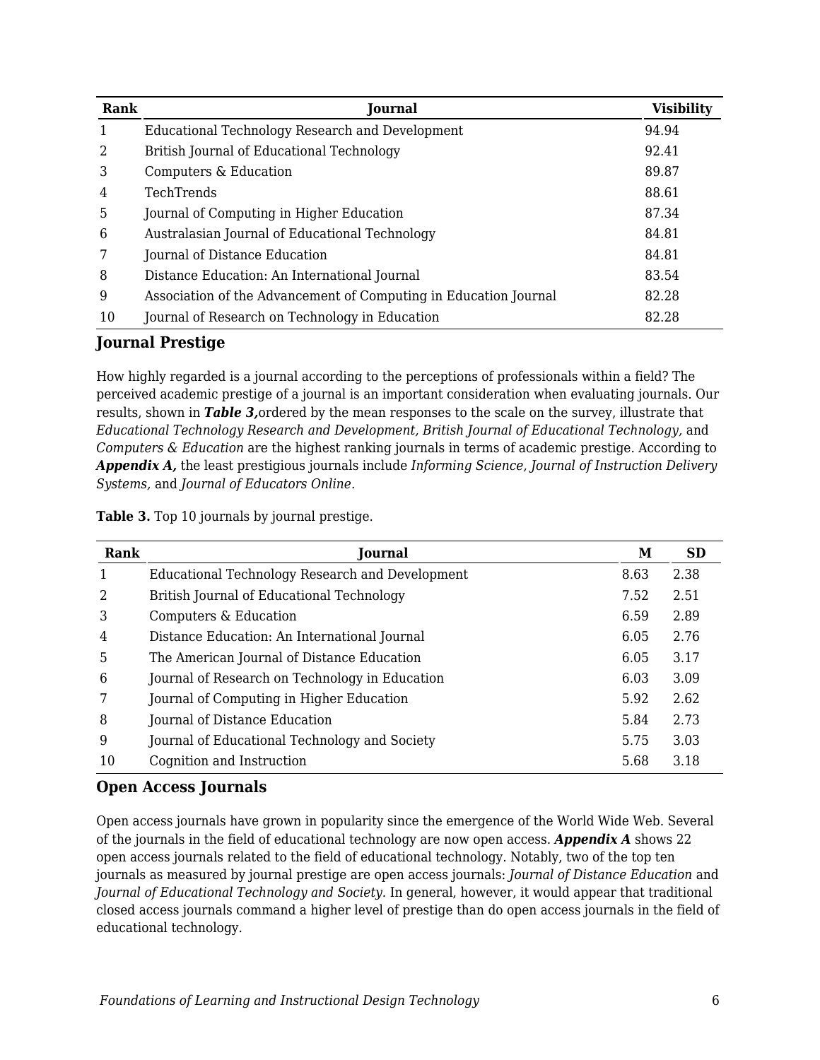| Rank | Journal | Visibility |
| --- | --- | --- |
| 1 | Educational Technology Research and Development | 94.94 |
| 2 | British Journal of Educational Technology | 92.41 |
| 3 | Computers & Education | 89.87 |
| 4 | TechTrends | 88.61 |
| 5 | Journal of Computing in Higher Education | 87.34 |
| 6 | Australasian Journal of Educational Technology | 84.81 |
| 7 | Journal of Distance Education | 84.81 |
| 8 | Distance Education: An International Journal | 83.54 |
| 9 | Association of the Advancement of Computing in Education Journal | 82.28 |
| 10 | Journal of Research on Technology in Education | 82.28 |

## Journal Prestige

How highly regarded is a journal according to the perceptions of professionals within a field? The perceived academic prestige of a journal is an important consideration when evaluating journals. Our results, shown in ***Table 3,***ordered by the mean responses to the scale on the survey, illustrate that *Educational Technology Research and Development, British Journal of Educational Technology,* and *Computers & Education* are the highest ranking journals in terms of academic prestige. According to ***Appendix A,*** the least prestigious journals include *Informing Science, Journal of Instruction Delivery Systems,* and *Journal of Educators Online*.

**Table 3.** Top 10 journals by journal prestige.

| Rank | Journal | M | SD |
| --- | --- | --- | --- |
| 1 | Educational Technology Research and Development | 8.63 | 2.38 |
| 2 | British Journal of Educational Technology | 7.52 | 2.51 |
| 3 | Computers & Education | 6.59 | 2.89 |
| 4 | Distance Education: An International Journal | 6.05 | 2.76 |
| 5 | The American Journal of Distance Education | 6.05 | 3.17 |
| 6 | Journal of Research on Technology in Education | 6.03 | 3.09 |
| 7 | Journal of Computing in Higher Education | 5.92 | 2.62 |
| 8 | Journal of Distance Education | 5.84 | 2.73 |
| 9 | Journal of Educational Technology and Society | 5.75 | 3.03 |
| 10 | Cognition and Instruction | 5.68 | 3.18 |

## Open Access Journals

Open access journals have grown in popularity since the emergence of the World Wide Web. Several of the journals in the field of educational technology are now open access. ***Appendix A*** shows 22 open access journals related to the field of educational technology. Notably, two of the top ten journals as measured by journal prestige are open access journals: *Journal of Distance Education* and *Journal of Educational Technology and Society.* In general, however, it would appear that traditional closed access journals command a higher level of prestige than do open access journals in the field of educational technology.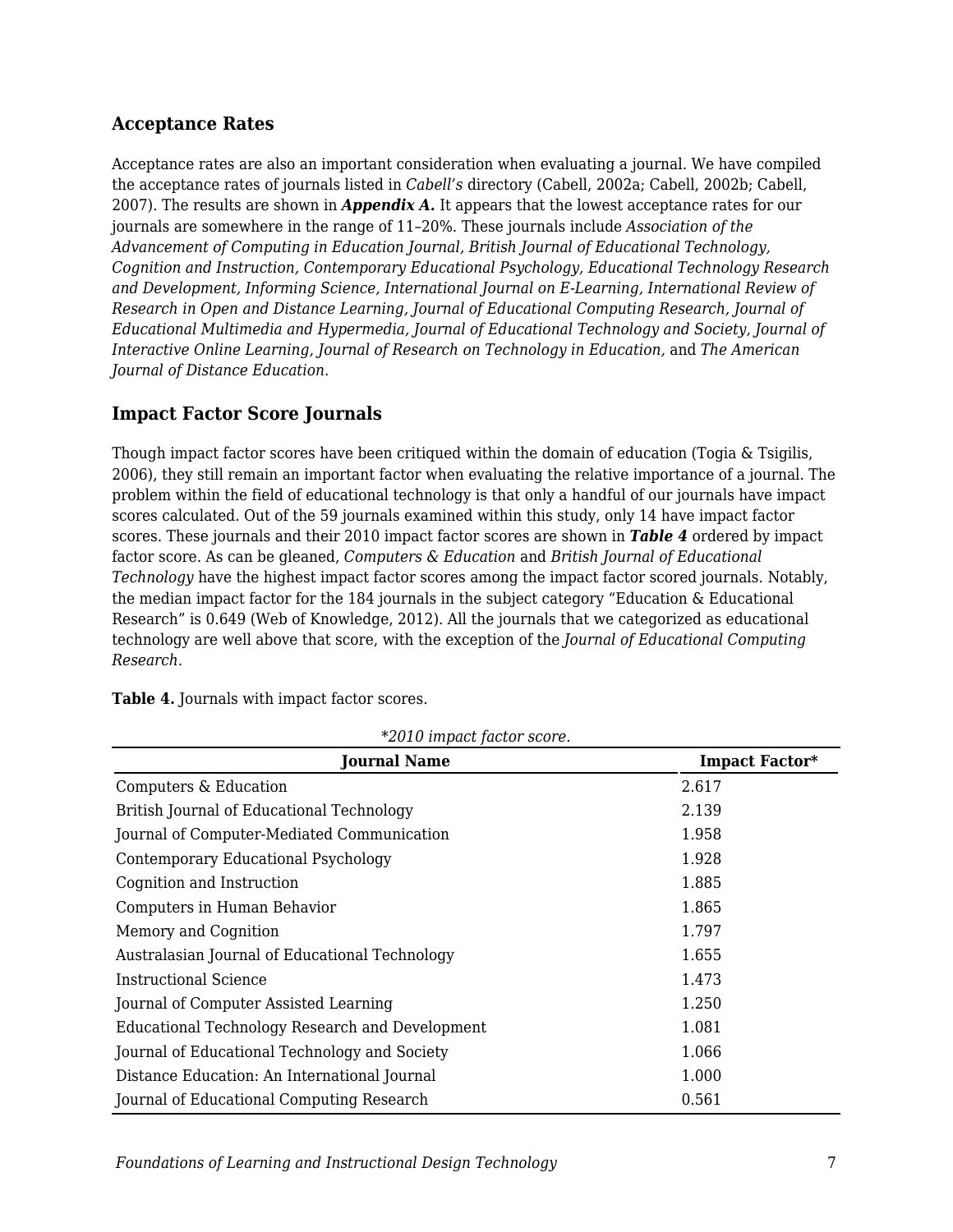## Acceptance Rates

Acceptance rates are also an important consideration when evaluating a journal. We have compiled the acceptance rates of journals listed in *Cabell's* directory (Cabell, 2002a; Cabell, 2002b; Cabell, 2007). The results are shown in ***Appendix A.*** It appears that the lowest acceptance rates for our journals are somewhere in the range of 11–20%. These journals include *Association of the Advancement of Computing in Education Journal, British Journal of Educational Technology, Cognition and Instruction, Contemporary Educational Psychology, Educational Technology Research and Development, Informing Science, International Journal on E-Learning, International Review of Research in Open and Distance Learning, Journal of Educational Computing Research, Journal of Educational Multimedia and Hypermedia, Journal of Educational Technology and Society, Journal of Interactive Online Learning, Journal of Research on Technology in Education,* and *The American Journal of Distance Education.*

## Impact Factor Score Journals

Though impact factor scores have been critiqued within the domain of education (Togia & Tsigilis, 2006), they still remain an important factor when evaluating the relative importance of a journal. The problem within the field of educational technology is that only a handful of our journals have impact scores calculated. Out of the 59 journals examined within this study, only 14 have impact factor scores. These journals and their 2010 impact factor scores are shown in ***Table 4*** ordered by impact factor score. As can be gleaned, *Computers & Education* and *British Journal of Educational Technology* have the highest impact factor scores among the impact factor scored journals. Notably, the median impact factor for the 184 journals in the subject category "Education & Educational Research" is 0.649 (Web of Knowledge, 2012). All the journals that we categorized as educational technology are well above that score, with the exception of the *Journal of Educational Computing Research.*

**Table 4.** Journals with impact factor scores.

*\*2010 impact factor score.*

| Journal Name | Impact Factor* |
|---|---|
| Computers & Education | 2.617 |
| British Journal of Educational Technology | 2.139 |
| Journal of Computer-Mediated Communication | 1.958 |
| Contemporary Educational Psychology | 1.928 |
| Cognition and Instruction | 1.885 |
| Computers in Human Behavior | 1.865 |
| Memory and Cognition | 1.797 |
| Australasian Journal of Educational Technology | 1.655 |
| Instructional Science | 1.473 |
| Journal of Computer Assisted Learning | 1.250 |
| Educational Technology Research and Development | 1.081 |
| Journal of Educational Technology and Society | 1.066 |
| Distance Education: An International Journal | 1.000 |
| Journal of Educational Computing Research | 0.561 |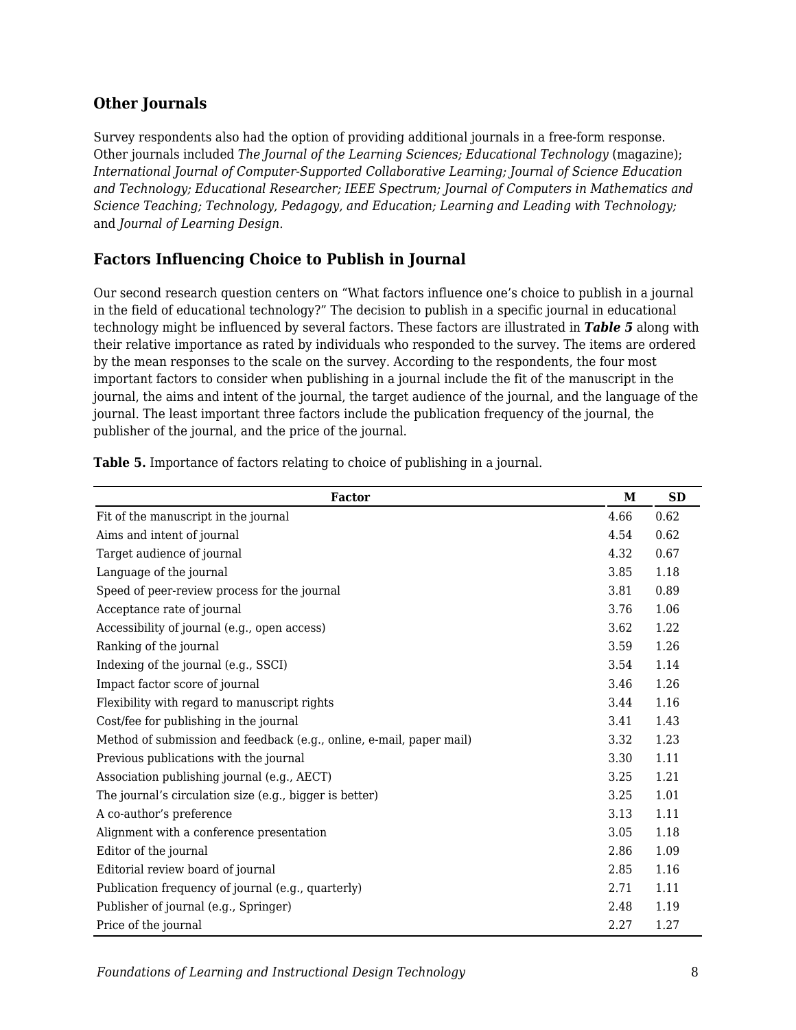## Other Journals

Survey respondents also had the option of providing additional journals in a free-form response. Other journals included *The Journal of the Learning Sciences; Educational Technology* (magazine); *International Journal of Computer-Supported Collaborative Learning; Journal of Science Education and Technology; Educational Researcher; IEEE Spectrum; Journal of Computers in Mathematics and Science Teaching; Technology, Pedagogy, and Education; Learning and Leading with Technology;* and *Journal of Learning Design.*

## Factors Influencing Choice to Publish in Journal

Our second research question centers on "What factors influence one's choice to publish in a journal in the field of educational technology?" The decision to publish in a specific journal in educational technology might be influenced by several factors. These factors are illustrated in ***Table 5*** along with their relative importance as rated by individuals who responded to the survey. The items are ordered by the mean responses to the scale on the survey. According to the respondents, the four most important factors to consider when publishing in a journal include the fit of the manuscript in the journal, the aims and intent of the journal, the target audience of the journal, and the language of the journal. The least important three factors include the publication frequency of the journal, the publisher of the journal, and the price of the journal.

**Table 5.** Importance of factors relating to choice of publishing in a journal.

| Factor | M | SD |
|---|---|---|
| Fit of the manuscript in the journal | 4.66 | 0.62 |
| Aims and intent of journal | 4.54 | 0.62 |
| Target audience of journal | 4.32 | 0.67 |
| Language of the journal | 3.85 | 1.18 |
| Speed of peer-review process for the journal | 3.81 | 0.89 |
| Acceptance rate of journal | 3.76 | 1.06 |
| Accessibility of journal (e.g., open access) | 3.62 | 1.22 |
| Ranking of the journal | 3.59 | 1.26 |
| Indexing of the journal (e.g., SSCI) | 3.54 | 1.14 |
| Impact factor score of journal | 3.46 | 1.26 |
| Flexibility with regard to manuscript rights | 3.44 | 1.16 |
| Cost/fee for publishing in the journal | 3.41 | 1.43 |
| Method of submission and feedback (e.g., online, e-mail, paper mail) | 3.32 | 1.23 |
| Previous publications with the journal | 3.30 | 1.11 |
| Association publishing journal (e.g., AECT) | 3.25 | 1.21 |
| The journal's circulation size (e.g., bigger is better) | 3.25 | 1.01 |
| A co-author's preference | 3.13 | 1.11 |
| Alignment with a conference presentation | 3.05 | 1.18 |
| Editor of the journal | 2.86 | 1.09 |
| Editorial review board of journal | 2.85 | 1.16 |
| Publication frequency of journal (e.g., quarterly) | 2.71 | 1.11 |
| Publisher of journal (e.g., Springer) | 2.48 | 1.19 |
| Price of the journal | 2.27 | 1.27 |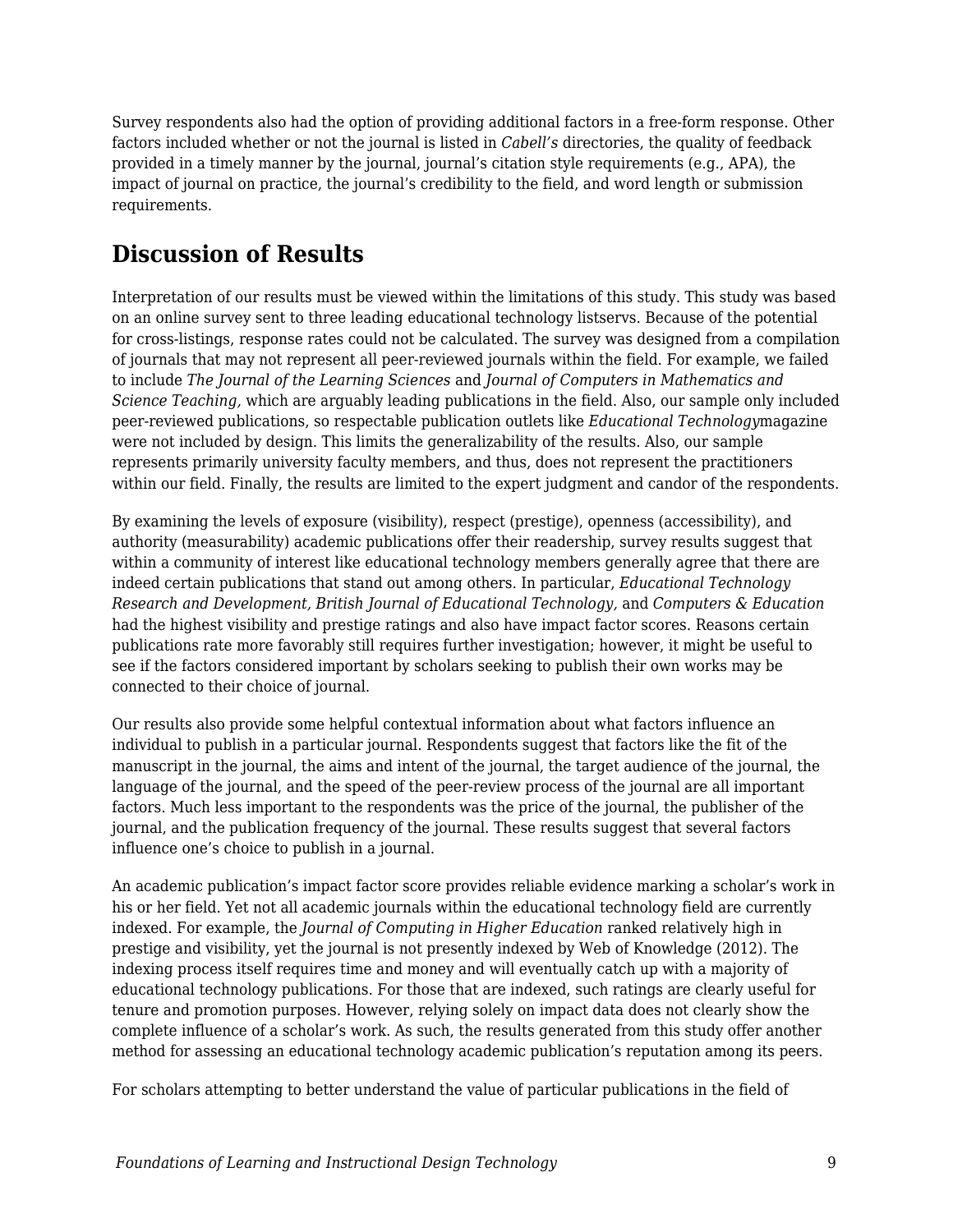Survey respondents also had the option of providing additional factors in a free-form response. Other factors included whether or not the journal is listed in *Cabell's* directories, the quality of feedback provided in a timely manner by the journal, journal's citation style requirements (e.g., APA), the impact of journal on practice, the journal's credibility to the field, and word length or submission requirements.

## Discussion of Results

Interpretation of our results must be viewed within the limitations of this study. This study was based on an online survey sent to three leading educational technology listservs. Because of the potential for cross-listings, response rates could not be calculated. The survey was designed from a compilation of journals that may not represent all peer-reviewed journals within the field. For example, we failed to include *The Journal of the Learning Sciences* and *Journal of Computers in Mathematics and Science Teaching,* which are arguably leading publications in the field. Also, our sample only included peer-reviewed publications, so respectable publication outlets like *Educational Technology*magazine were not included by design. This limits the generalizability of the results. Also, our sample represents primarily university faculty members, and thus, does not represent the practitioners within our field. Finally, the results are limited to the expert judgment and candor of the respondents.

By examining the levels of exposure (visibility), respect (prestige), openness (accessibility), and authority (measurability) academic publications offer their readership, survey results suggest that within a community of interest like educational technology members generally agree that there are indeed certain publications that stand out among others. In particular, *Educational Technology Research and Development, British Journal of Educational Technology,* and *Computers & Education* had the highest visibility and prestige ratings and also have impact factor scores. Reasons certain publications rate more favorably still requires further investigation; however, it might be useful to see if the factors considered important by scholars seeking to publish their own works may be connected to their choice of journal.

Our results also provide some helpful contextual information about what factors influence an individual to publish in a particular journal. Respondents suggest that factors like the fit of the manuscript in the journal, the aims and intent of the journal, the target audience of the journal, the language of the journal, and the speed of the peer-review process of the journal are all important factors. Much less important to the respondents was the price of the journal, the publisher of the journal, and the publication frequency of the journal. These results suggest that several factors influence one's choice to publish in a journal.

An academic publication's impact factor score provides reliable evidence marking a scholar's work in his or her field. Yet not all academic journals within the educational technology field are currently indexed. For example, the *Journal of Computing in Higher Education* ranked relatively high in prestige and visibility, yet the journal is not presently indexed by Web of Knowledge (2012). The indexing process itself requires time and money and will eventually catch up with a majority of educational technology publications. For those that are indexed, such ratings are clearly useful for tenure and promotion purposes. However, relying solely on impact data does not clearly show the complete influence of a scholar's work. As such, the results generated from this study offer another method for assessing an educational technology academic publication's reputation among its peers.

For scholars attempting to better understand the value of particular publications in the field of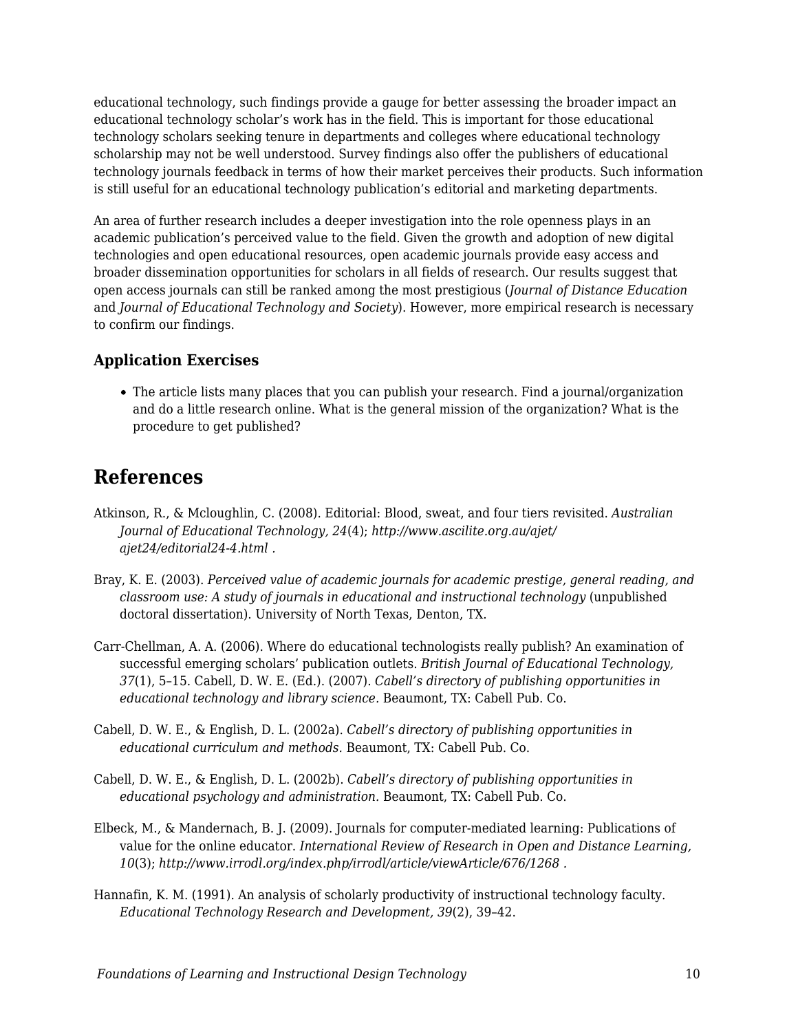educational technology, such findings provide a gauge for better assessing the broader impact an educational technology scholar's work has in the field. This is important for those educational technology scholars seeking tenure in departments and colleges where educational technology scholarship may not be well understood. Survey findings also offer the publishers of educational technology journals feedback in terms of how their market perceives their products. Such information is still useful for an educational technology publication's editorial and marketing departments.

An area of further research includes a deeper investigation into the role openness plays in an academic publication's perceived value to the field. Given the growth and adoption of new digital technologies and open educational resources, open academic journals provide easy access and broader dissemination opportunities for scholars in all fields of research. Our results suggest that open access journals can still be ranked among the most prestigious (*Journal of Distance Education* and *Journal of Educational Technology and Society*). However, more empirical research is necessary to confirm our findings.

### Application Exercises

- The article lists many places that you can publish your research. Find a journal/organization and do a little research online. What is the general mission of the organization? What is the procedure to get published?

## References

Atkinson, R., & Mcloughlin, C. (2008). Editorial: Blood, sweat, and four tiers revisited. *Australian Journal of Educational Technology, 24*(4); *http://www.ascilite.org.au/ajet/ajet24/editorial24-4.html* .

Bray, K. E. (2003). *Perceived value of academic journals for academic prestige, general reading, and classroom use: A study of journals in educational and instructional technology* (unpublished doctoral dissertation). University of North Texas, Denton, TX.

Carr-Chellman, A. A. (2006). Where do educational technologists really publish? An examination of successful emerging scholars' publication outlets. *British Journal of Educational Technology, 37*(1), 5–15. Cabell, D. W. E. (Ed.). (2007). *Cabell's directory of publishing opportunities in educational technology and library science.* Beaumont, TX: Cabell Pub. Co.

Cabell, D. W. E., & English, D. L. (2002a). *Cabell's directory of publishing opportunities in educational curriculum and methods.* Beaumont, TX: Cabell Pub. Co.

Cabell, D. W. E., & English, D. L. (2002b). *Cabell's directory of publishing opportunities in educational psychology and administration.* Beaumont, TX: Cabell Pub. Co.

Elbeck, M., & Mandernach, B. J. (2009). Journals for computer-mediated learning: Publications of value for the online educator. *International Review of Research in Open and Distance Learning, 10*(3); *http://www.irrodl.org/index.php/irrodl/article/viewArticle/676/1268* .

Hannafin, K. M. (1991). An analysis of scholarly productivity of instructional technology faculty. *Educational Technology Research and Development, 39*(2), 39–42.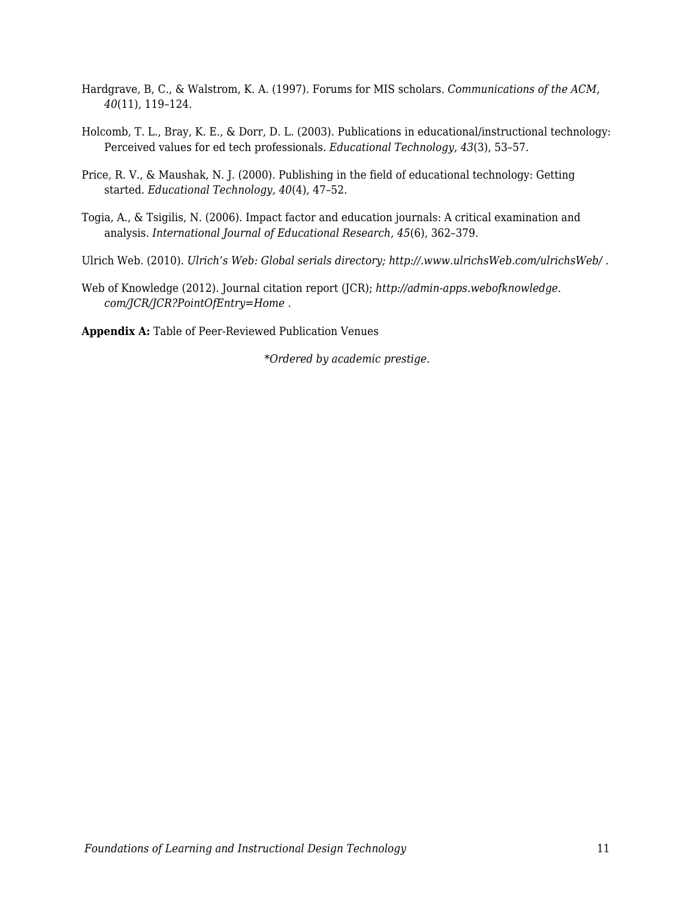Hardgrave, B, C., & Walstrom, K. A. (1997). Forums for MIS scholars. *Communications of the ACM, 40*(11), 119–124.

Holcomb, T. L., Bray, K. E., & Dorr, D. L. (2003). Publications in educational/instructional technology: Perceived values for ed tech professionals. *Educational Technology, 43*(3), 53–57.

Price, R. V., & Maushak, N. J. (2000). Publishing in the field of educational technology: Getting started. *Educational Technology, 40*(4), 47–52.

Togia, A., & Tsigilis, N. (2006). Impact factor and education journals: A critical examination and analysis. *International Journal of Educational Research, 45*(6), 362–379.

Ulrich Web. (2010). *Ulrich's Web: Global serials directory; http://.www.ulrichsWeb.com/ulrichsWeb/* .

Web of Knowledge (2012). Journal citation report (JCR); *http://admin-apps.webofknowledge.com/JCR/JCR?PointOfEntry=Home* .

**Appendix A:** Table of Peer-Reviewed Publication Venues

*\*Ordered by academic prestige.*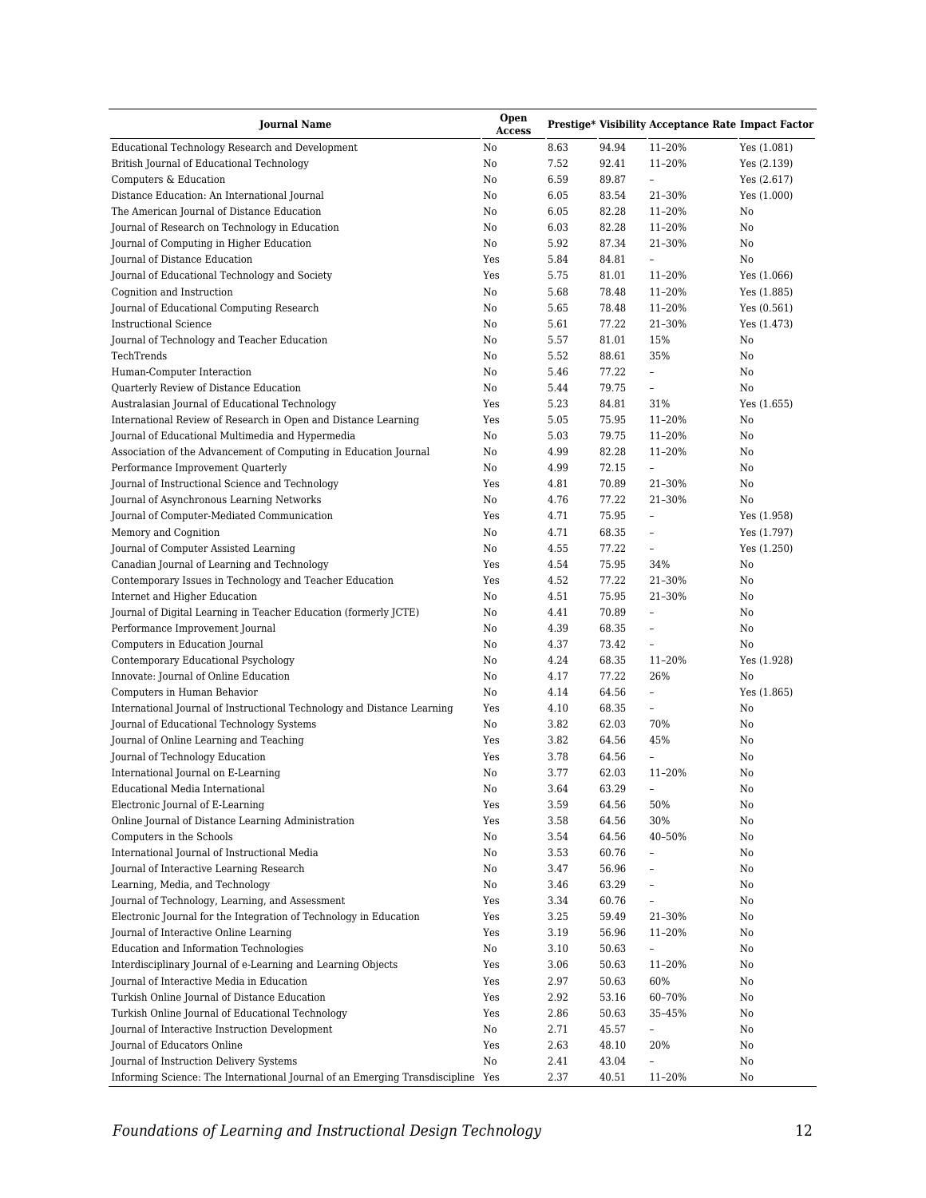| Journal Name | Open Access | Prestige* | Visibility | Acceptance Rate | Impact Factor |
|---|---|---|---|---|---|
| Educational Technology Research and Development | No | 8.63 | 94.94 | 11–20% | Yes (1.081) |
| British Journal of Educational Technology | No | 7.52 | 92.41 | 11–20% | Yes (2.139) |
| Computers & Education | No | 6.59 | 89.87 | – | Yes (2.617) |
| Distance Education: An International Journal | No | 6.05 | 83.54 | 21–30% | Yes (1.000) |
| The American Journal of Distance Education | No | 6.05 | 82.28 | 11–20% | No |
| Journal of Research on Technology in Education | No | 6.03 | 82.28 | 11–20% | No |
| Journal of Computing in Higher Education | No | 5.92 | 87.34 | 21–30% | No |
| Journal of Distance Education | Yes | 5.84 | 84.81 | – | No |
| Journal of Educational Technology and Society | Yes | 5.75 | 81.01 | 11–20% | Yes (1.066) |
| Cognition and Instruction | No | 5.68 | 78.48 | 11–20% | Yes (1.885) |
| Journal of Educational Computing Research | No | 5.65 | 78.48 | 11–20% | Yes (0.561) |
| Instructional Science | No | 5.61 | 77.22 | 21–30% | Yes (1.473) |
| Journal of Technology and Teacher Education | No | 5.57 | 81.01 | 15% | No |
| TechTrends | No | 5.52 | 88.61 | 35% | No |
| Human-Computer Interaction | No | 5.46 | 77.22 | – | No |
| Quarterly Review of Distance Education | No | 5.44 | 79.75 | – | No |
| Australasian Journal of Educational Technology | Yes | 5.23 | 84.81 | 31% | Yes (1.655) |
| International Review of Research in Open and Distance Learning | Yes | 5.05 | 75.95 | 11–20% | No |
| Journal of Educational Multimedia and Hypermedia | No | 5.03 | 79.75 | 11–20% | No |
| Association of the Advancement of Computing in Education Journal | No | 4.99 | 82.28 | 11–20% | No |
| Performance Improvement Quarterly | No | 4.99 | 72.15 | – | No |
| Journal of Instructional Science and Technology | Yes | 4.81 | 70.89 | 21–30% | No |
| Journal of Asynchronous Learning Networks | No | 4.76 | 77.22 | 21–30% | No |
| Journal of Computer-Mediated Communication | Yes | 4.71 | 75.95 | – | Yes (1.958) |
| Memory and Cognition | No | 4.71 | 68.35 | – | Yes (1.797) |
| Journal of Computer Assisted Learning | No | 4.55 | 77.22 | – | Yes (1.250) |
| Canadian Journal of Learning and Technology | Yes | 4.54 | 75.95 | 34% | No |
| Contemporary Issues in Technology and Teacher Education | Yes | 4.52 | 77.22 | 21–30% | No |
| Internet and Higher Education | No | 4.51 | 75.95 | 21–30% | No |
| Journal of Digital Learning in Teacher Education (formerly JCTE) | No | 4.41 | 70.89 | – | No |
| Performance Improvement Journal | No | 4.39 | 68.35 | – | No |
| Computers in Education Journal | No | 4.37 | 73.42 | – | No |
| Contemporary Educational Psychology | No | 4.24 | 68.35 | 11–20% | Yes (1.928) |
| Innovate: Journal of Online Education | No | 4.17 | 77.22 | 26% | No |
| Computers in Human Behavior | No | 4.14 | 64.56 | – | Yes (1.865) |
| International Journal of Instructional Technology and Distance Learning | Yes | 4.10 | 68.35 | – | No |
| Journal of Educational Technology Systems | No | 3.82 | 62.03 | 70% | No |
| Journal of Online Learning and Teaching | Yes | 3.82 | 64.56 | 45% | No |
| Journal of Technology Education | Yes | 3.78 | 64.56 | – | No |
| International Journal on E-Learning | No | 3.77 | 62.03 | 11–20% | No |
| Educational Media International | No | 3.64 | 63.29 | – | No |
| Electronic Journal of E-Learning | Yes | 3.59 | 64.56 | 50% | No |
| Online Journal of Distance Learning Administration | Yes | 3.58 | 64.56 | 30% | No |
| Computers in the Schools | No | 3.54 | 64.56 | 40–50% | No |
| International Journal of Instructional Media | No | 3.53 | 60.76 | – | No |
| Journal of Interactive Learning Research | No | 3.47 | 56.96 | – | No |
| Learning, Media, and Technology | No | 3.46 | 63.29 | – | No |
| Journal of Technology, Learning, and Assessment | Yes | 3.34 | 60.76 | – | No |
| Electronic Journal for the Integration of Technology in Education | Yes | 3.25 | 59.49 | 21–30% | No |
| Journal of Interactive Online Learning | Yes | 3.19 | 56.96 | 11–20% | No |
| Education and Information Technologies | No | 3.10 | 50.63 | – | No |
| Interdisciplinary Journal of e-Learning and Learning Objects | Yes | 3.06 | 50.63 | 11–20% | No |
| Journal of Interactive Media in Education | Yes | 2.97 | 50.63 | 60% | No |
| Turkish Online Journal of Distance Education | Yes | 2.92 | 53.16 | 60–70% | No |
| Turkish Online Journal of Educational Technology | Yes | 2.86 | 50.63 | 35–45% | No |
| Journal of Interactive Instruction Development | No | 2.71 | 45.57 | – | No |
| Journal of Educators Online | Yes | 2.63 | 48.10 | 20% | No |
| Journal of Instruction Delivery Systems | No | 2.41 | 43.04 | – | No |
| Informing Science: The International Journal of an Emerging Transdiscipline | Yes | 2.37 | 40.51 | 11–20% | No |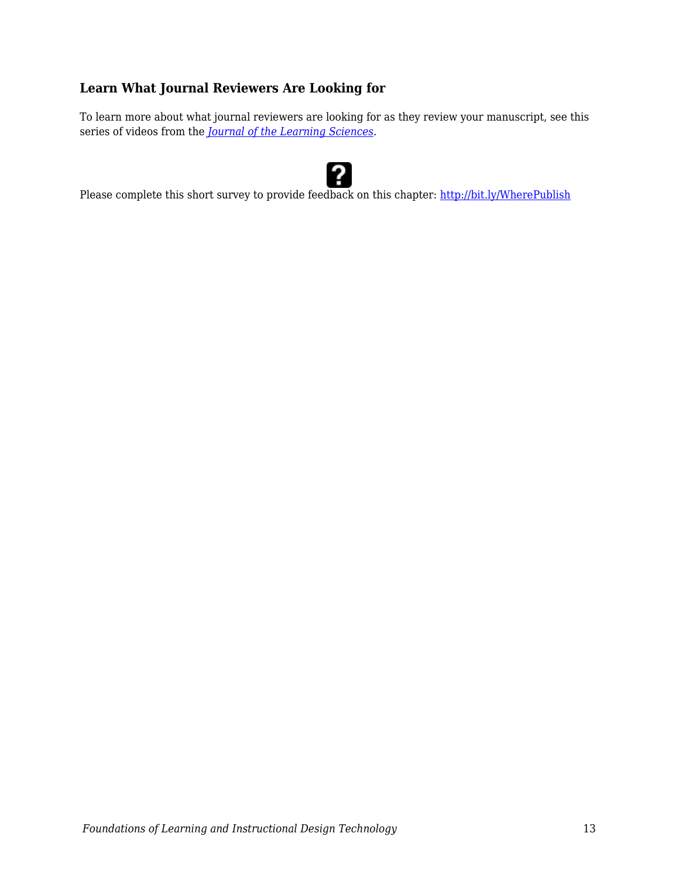### Learn What Journal Reviewers Are Looking for

To learn more about what journal reviewers are looking for as they review your manuscript, see this series of videos from the *Journal of the Learning Sciences*.

Please complete this short survey to provide feedback on this chapter: http://bit.ly/WherePublish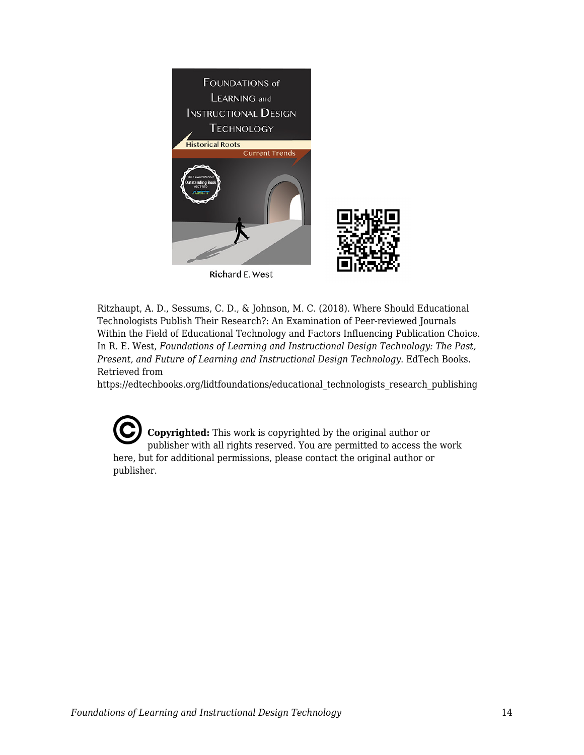Ritzhaupt, A. D., Sessums, C. D., & Johnson, M. C. (2018). Where Should Educational Technologists Publish Their Research?: An Examination of Peer-reviewed Journals Within the Field of Educational Technology and Factors Influencing Publication Choice. In R. E. West, *Foundations of Learning and Instructional Design Technology: The Past, Present, and Future of Learning and Instructional Design Technology*. EdTech Books. Retrieved from https://edtechbooks.org/lidtfoundations/educational_technologists_research_publishing

**Copyrighted:** This work is copyrighted by the original author or publisher with all rights reserved. You are permitted to access the work here, but for additional permissions, please contact the original author or publisher.